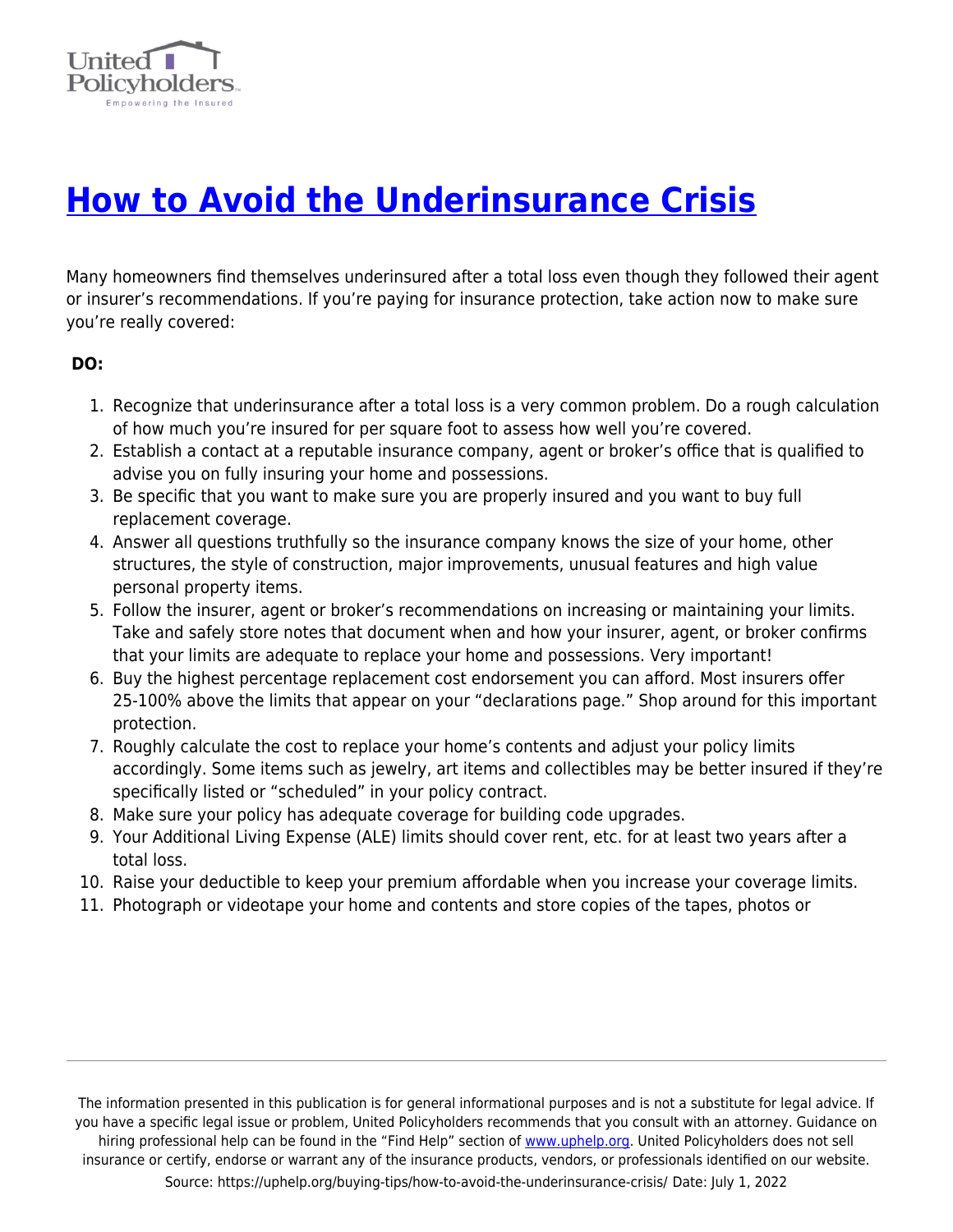# How to Avoid the Underinsurance Crisis

Many homeowners find themselves underinsured after a total loss even though they followed their agent or insurer's recommendations. If you're paying for insurance protection, take action now to make sure you're really covered:

**DO:**

1. Recognize that underinsurance after a total loss is a very common problem. Do a rough calculation of how much you're insured for per square foot to assess how well you're covered.
2. Establish a contact at a reputable insurance company, agent or broker's office that is qualified to advise you on fully insuring your home and possessions.
3. Be specific that you want to make sure you are properly insured and you want to buy full replacement coverage.
4. Answer all questions truthfully so the insurance company knows the size of your home, other structures, the style of construction, major improvements, unusual features and high value personal property items.
5. Follow the insurer, agent or broker's recommendations on increasing or maintaining your limits. Take and safely store notes that document when and how your insurer, agent, or broker confirms that your limits are adequate to replace your home and possessions. Very important!
6. Buy the highest percentage replacement cost endorsement you can afford. Most insurers offer 25-100% above the limits that appear on your "declarations page." Shop around for this important protection.
7. Roughly calculate the cost to replace your home's contents and adjust your policy limits accordingly. Some items such as jewelry, art items and collectibles may be better insured if they're specifically listed or "scheduled" in your policy contract.
8. Make sure your policy has adequate coverage for building code upgrades.
9. Your Additional Living Expense (ALE) limits should cover rent, etc. for at least two years after a total loss.
10. Raise your deductible to keep your premium affordable when you increase your coverage limits.
11. Photograph or videotape your home and contents and store copies of the tapes, photos or

The information presented in this publication is for general informational purposes and is not a substitute for legal advice. If you have a specific legal issue or problem, United Policyholders recommends that you consult with an attorney. Guidance on hiring professional help can be found in the "Find Help" section of www.uphelp.org. United Policyholders does not sell insurance or certify, endorse or warrant any of the insurance products, vendors, or professionals identified on our website.

Source: https://uphelp.org/buying-tips/how-to-avoid-the-underinsurance-crisis/ Date: July 1, 2022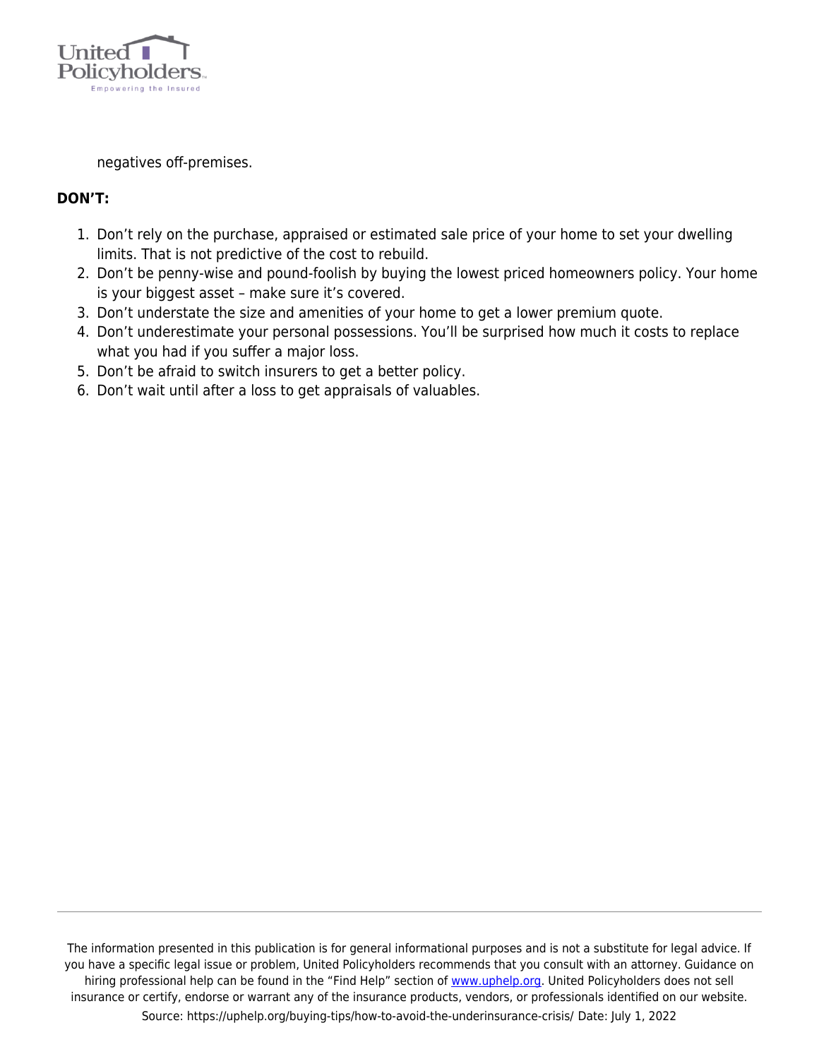negatives off-premises.

**DON'T:**

1. Don't rely on the purchase, appraised or estimated sale price of your home to set your dwelling limits. That is not predictive of the cost to rebuild.
2. Don't be penny-wise and pound-foolish by buying the lowest priced homeowners policy. Your home is your biggest asset – make sure it's covered.
3. Don't understate the size and amenities of your home to get a lower premium quote.
4. Don't underestimate your personal possessions. You'll be surprised how much it costs to replace what you had if you suffer a major loss.
5. Don't be afraid to switch insurers to get a better policy.
6. Don't wait until after a loss to get appraisals of valuables.

---

The information presented in this publication is for general informational purposes and is not a substitute for legal advice. If you have a specific legal issue or problem, United Policyholders recommends that you consult with an attorney. Guidance on hiring professional help can be found in the "Find Help" section of www.uphelp.org. United Policyholders does not sell insurance or certify, endorse or warrant any of the insurance products, vendors, or professionals identified on our website.

Source: https://uphelp.org/buying-tips/how-to-avoid-the-underinsurance-crisis/ Date: July 1, 2022